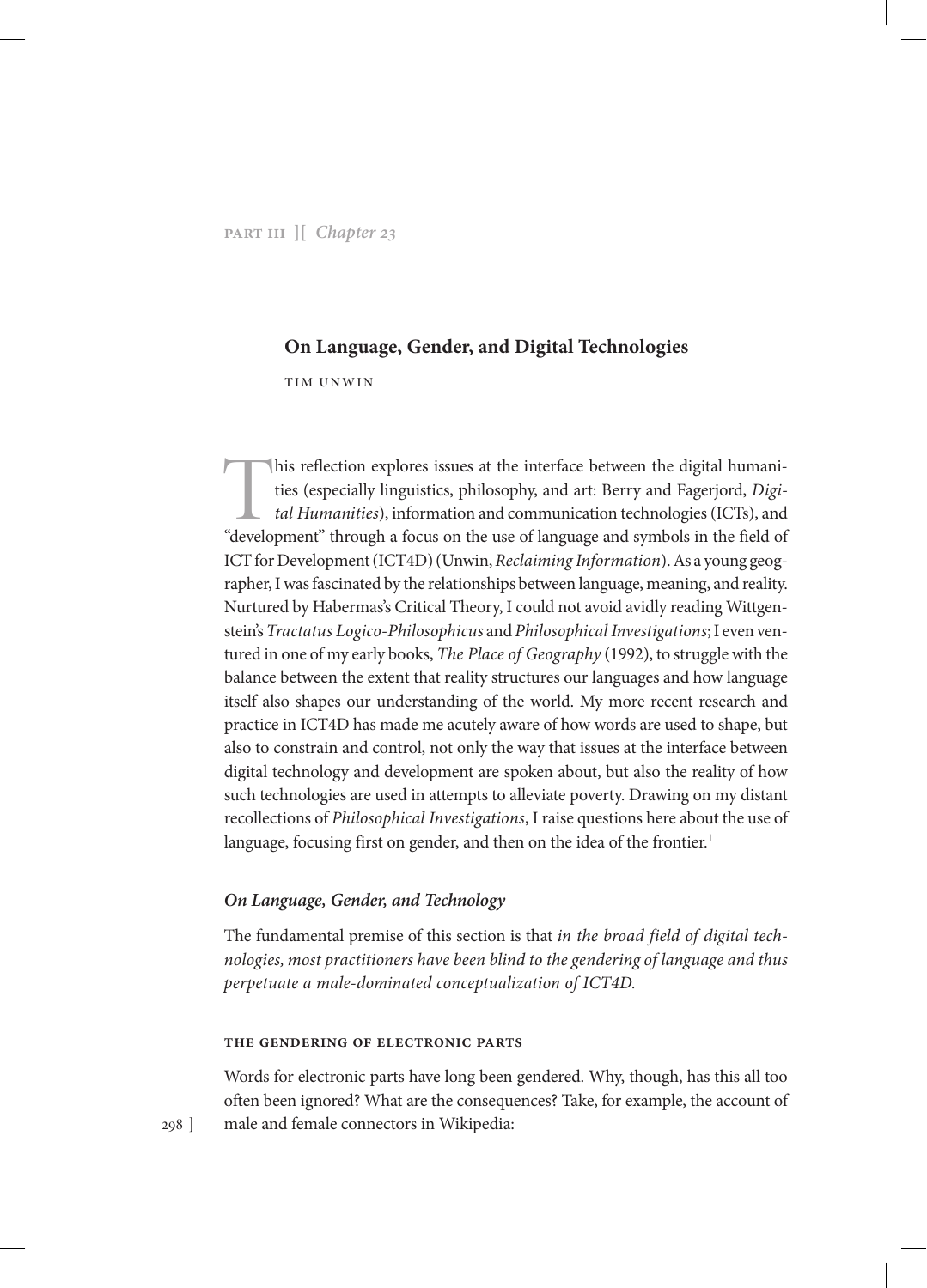PART III ][ *Chapter 23*

# On Language, Gender, and Digital Technologies

TIM UNWIN

This reflection explores issues at the interface between the digital humanities (especially linguistics, philosophy, and art: Berry and Fagerjord, *Digital Humanities*), information and communication technologies (ICTs), and "development" through a focus on the use of language and symbols in the field of ICT for Development (ICT4D) (Unwin, *Reclaiming Information*). As a young geographer, I was fascinated by the relationships between language, meaning, and reality. Nurtured by Habermas's Critical Theory, I could not avoid avidly reading Wittgenstein's *Tractatus Logico-Philosophicus* and *Philosophical Investigations*; I even ventured in one of my early books, *The Place of Geography* (1992), to struggle with the balance between the extent that reality structures our languages and how language itself also shapes our understanding of the world. My more recent research and practice in ICT4D has made me acutely aware of how words are used to shape, but also to constrain and control, not only the way that issues at the interface between digital technology and development are spoken about, but also the reality of how such technologies are used in attempts to alleviate poverty. Drawing on my distant recollections of *Philosophical Investigations*, I raise questions here about the use of language, focusing first on gender, and then on the idea of the frontier.[1]

## *On Language, Gender, and Technology*

The fundamental premise of this section is that *in the broad field of digital technologies, most practitioners have been blind to the gendering of language and thus perpetuate a male-dominated conceptualization of ICT4D.*

### THE GENDERING OF ELECTRONIC PARTS

Words for electronic parts have long been gendered. Why, though, has this all too often been ignored? What are the consequences? Take, for example, the account of male and female connectors in Wikipedia: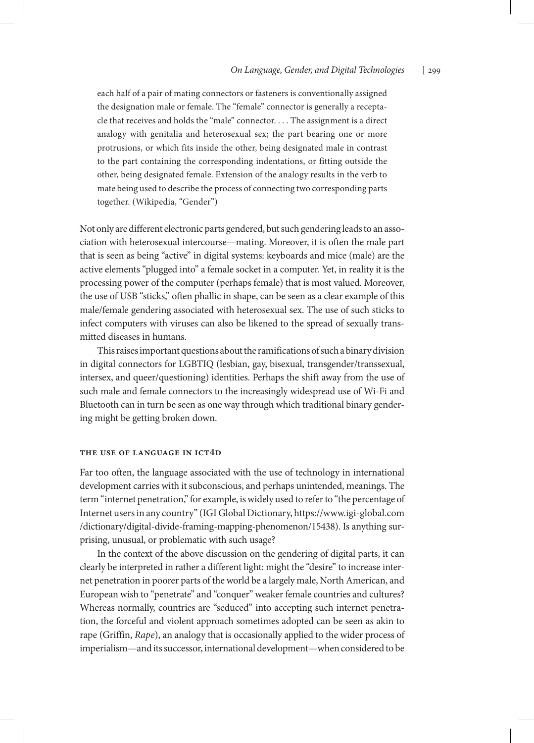> each half of a pair of mating connectors or fasteners is conventionally assigned the designation male or female. The "female" connector is generally a receptacle that receives and holds the "male" connector. . . . The assignment is a direct analogy with genitalia and heterosexual sex; the part bearing one or more protrusions, or which fits inside the other, being designated male in contrast to the part containing the corresponding indentations, or fitting outside the other, being designated female. Extension of the analogy results in the verb to mate being used to describe the process of connecting two corresponding parts together. (Wikipedia, "Gender")

Not only are different electronic parts gendered, but such gendering leads to an association with heterosexual intercourse—mating. Moreover, it is often the male part that is seen as being "active" in digital systems: keyboards and mice (male) are the active elements "plugged into" a female socket in a computer. Yet, in reality it is the processing power of the computer (perhaps female) that is most valued. Moreover, the use of USB "sticks," often phallic in shape, can be seen as a clear example of this male/female gendering associated with heterosexual sex. The use of such sticks to infect computers with viruses can also be likened to the spread of sexually transmitted diseases in humans.

This raises important questions about the ramifications of such a binary division in digital connectors for LGBTIQ (lesbian, gay, bisexual, transgender/transsexual, intersex, and queer/questioning) identities. Perhaps the shift away from the use of such male and female connectors to the increasingly widespread use of Wi-Fi and Bluetooth can in turn be seen as one way through which traditional binary gendering might be getting broken down.

### The Use of Language in ICT4D

Far too often, the language associated with the use of technology in international development carries with it subconscious, and perhaps unintended, meanings. The term "internet penetration," for example, is widely used to refer to "the percentage of Internet users in any country" (IGI Global Dictionary, https://www.igi-global.com/dictionary/digital-divide-framing-mapping-phenomenon/15438). Is anything surprising, unusual, or problematic with such usage?

In the context of the above discussion on the gendering of digital parts, it can clearly be interpreted in rather a different light: might the "desire" to increase internet penetration in poorer parts of the world be a largely male, North American, and European wish to "penetrate" and "conquer" weaker female countries and cultures? Whereas normally, countries are "seduced" into accepting such internet penetration, the forceful and violent approach sometimes adopted can be seen as akin to rape (Griffin, *Rape*), an analogy that is occasionally applied to the wider process of imperialism—and its successor, international development—when considered to be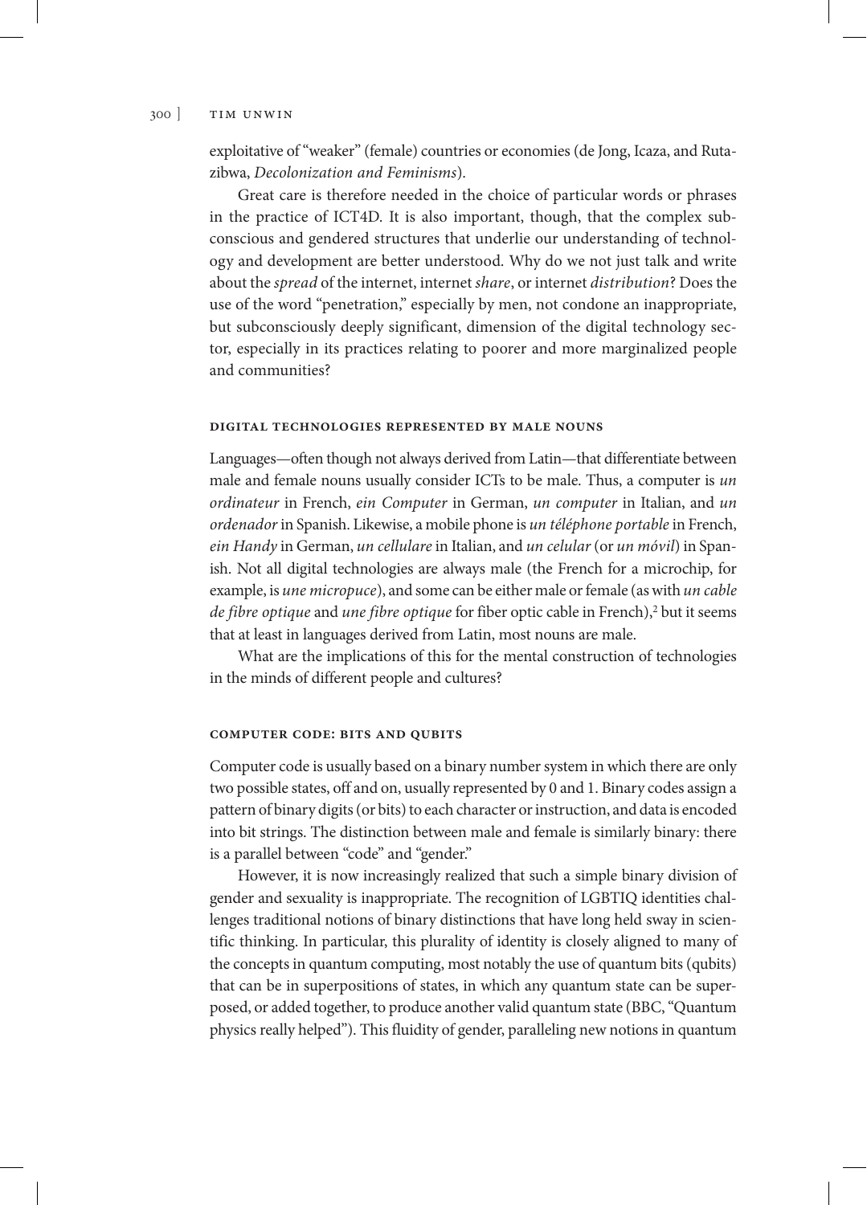exploitative of "weaker" (female) countries or economies (de Jong, Icaza, and Rutazibwa, *Decolonization and Feminisms*).

Great care is therefore needed in the choice of particular words or phrases in the practice of ICT4D. It is also important, though, that the complex subconscious and gendered structures that underlie our understanding of technology and development are better understood. Why do we not just talk and write about the *spread* of the internet, internet *share*, or internet *distribution*? Does the use of the word "penetration," especially by men, not condone an inappropriate, but subconsciously deeply significant, dimension of the digital technology sector, especially in its practices relating to poorer and more marginalized people and communities?

### DIGITAL TECHNOLOGIES REPRESENTED BY MALE NOUNS

Languages—often though not always derived from Latin—that differentiate between male and female nouns usually consider ICTs to be male. Thus, a computer is *un ordinateur* in French, *ein Computer* in German, *un computer* in Italian, and *un ordenador* in Spanish. Likewise, a mobile phone is *un téléphone portable* in French, *ein Handy* in German, *un cellulare* in Italian, and *un celular* (or *un móvil*) in Spanish. Not all digital technologies are always male (the French for a microchip, for example, is *une micropuce*), and some can be either male or female (as with *un cable de fibre optique* and *une fibre optique* for fiber optic cable in French),[2] but it seems that at least in languages derived from Latin, most nouns are male.

What are the implications of this for the mental construction of technologies in the minds of different people and cultures?

### COMPUTER CODE: BITS AND QUBITS

Computer code is usually based on a binary number system in which there are only two possible states, off and on, usually represented by 0 and 1. Binary codes assign a pattern of binary digits (or bits) to each character or instruction, and data is encoded into bit strings. The distinction between male and female is similarly binary: there is a parallel between "code" and "gender."

However, it is now increasingly realized that such a simple binary division of gender and sexuality is inappropriate. The recognition of LGBTIQ identities challenges traditional notions of binary distinctions that have long held sway in scientific thinking. In particular, this plurality of identity is closely aligned to many of the concepts in quantum computing, most notably the use of quantum bits (qubits) that can be in superpositions of states, in which any quantum state can be superposed, or added together, to produce another valid quantum state (BBC, "Quantum physics really helped"). This fluidity of gender, paralleling new notions in quantum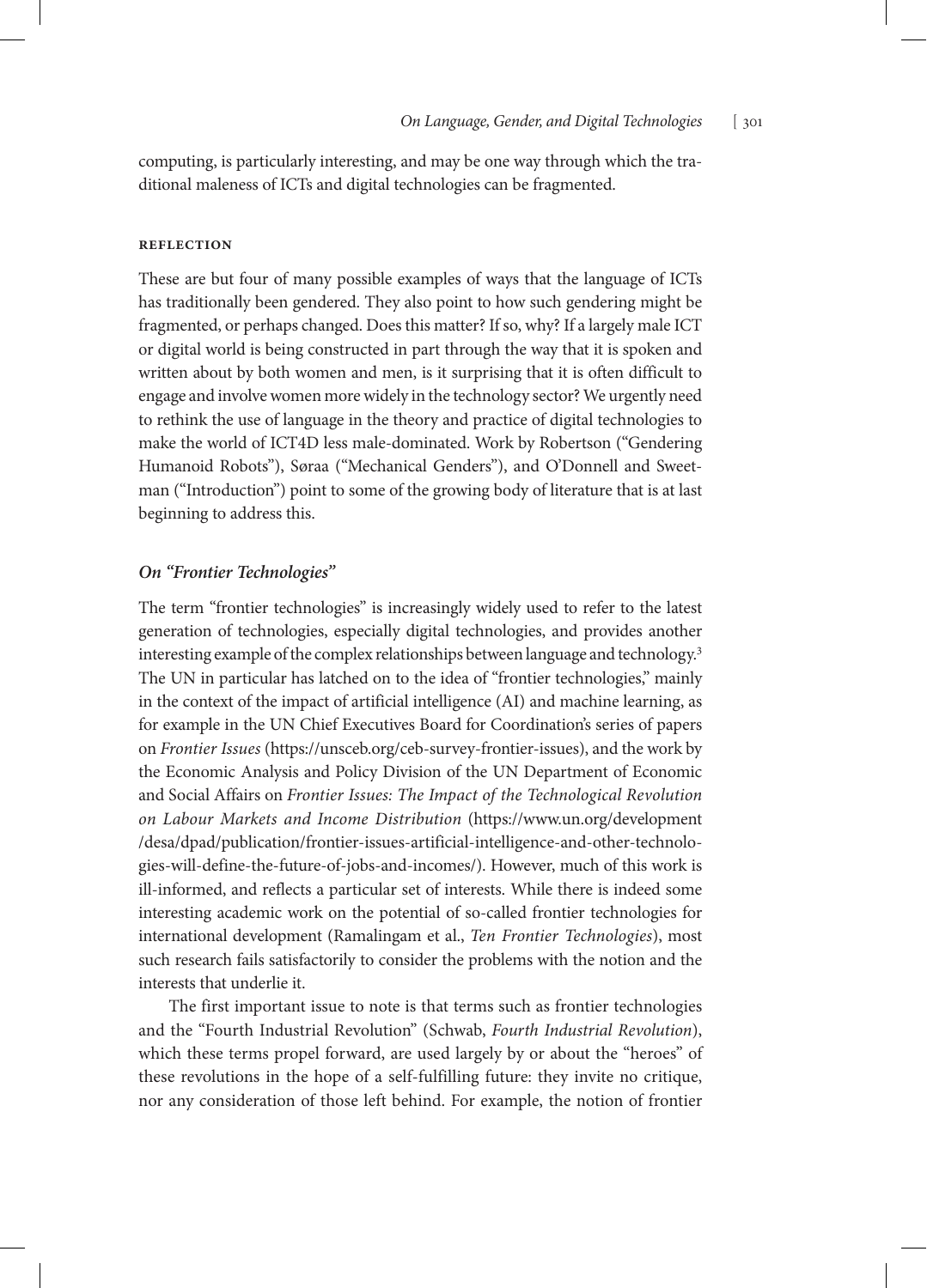computing, is particularly interesting, and may be one way through which the traditional maleness of ICTs and digital technologies can be fragmented.

### Reflection

These are but four of many possible examples of ways that the language of ICTs has traditionally been gendered. They also point to how such gendering might be fragmented, or perhaps changed. Does this matter? If so, why? If a largely male ICT or digital world is being constructed in part through the way that it is spoken and written about by both women and men, is it surprising that it is often difficult to engage and involve women more widely in the technology sector? We urgently need to rethink the use of language in the theory and practice of digital technologies to make the world of ICT4D less male-dominated. Work by Robertson ("Gendering Humanoid Robots"), Søraa ("Mechanical Genders"), and O'Donnell and Sweetman ("Introduction") point to some of the growing body of literature that is at last beginning to address this.

## *On "Frontier Technologies"*

The term "frontier technologies" is increasingly widely used to refer to the latest generation of technologies, especially digital technologies, and provides another interesting example of the complex relationships between language and technology.[3] The UN in particular has latched on to the idea of "frontier technologies," mainly in the context of the impact of artificial intelligence (AI) and machine learning, as for example in the UN Chief Executives Board for Coordination's series of papers on *Frontier Issues* (https://unsceb.org/ceb-survey-frontier-issues), and the work by the Economic Analysis and Policy Division of the UN Department of Economic and Social Affairs on *Frontier Issues: The Impact of the Technological Revolution on Labour Markets and Income Distribution* (https://www.un.org/development/desa/dpad/publication/frontier-issues-artificial-intelligence-and-other-technologies-will-define-the-future-of-jobs-and-incomes/). However, much of this work is ill-informed, and reflects a particular set of interests. While there is indeed some interesting academic work on the potential of so-called frontier technologies for international development (Ramalingam et al., *Ten Frontier Technologies*), most such research fails satisfactorily to consider the problems with the notion and the interests that underlie it.

The first important issue to note is that terms such as frontier technologies and the "Fourth Industrial Revolution" (Schwab, *Fourth Industrial Revolution*), which these terms propel forward, are used largely by or about the "heroes" of these revolutions in the hope of a self-fulfilling future: they invite no critique, nor any consideration of those left behind. For example, the notion of frontier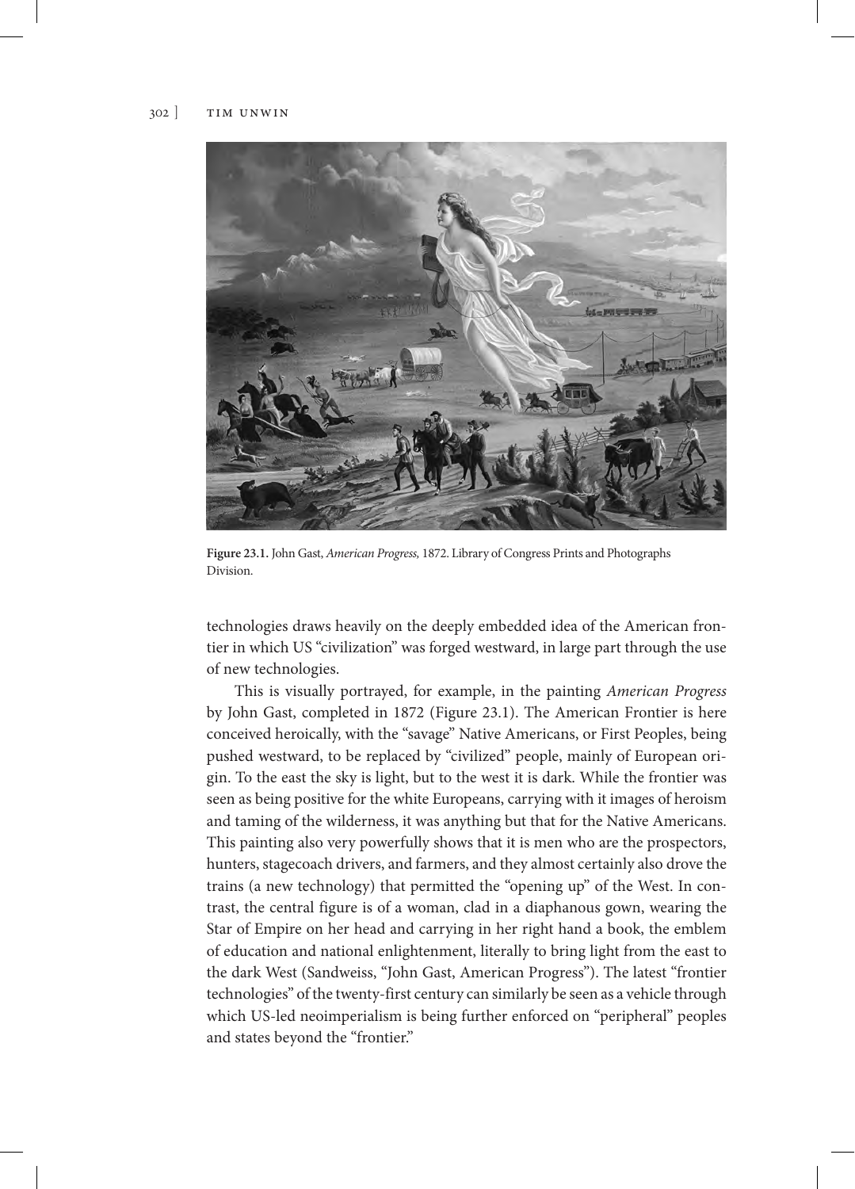**Figure 23.1.** John Gast, *American Progress,* 1872. Library of Congress Prints and Photographs Division.

technologies draws heavily on the deeply embedded idea of the American frontier in which US "civilization" was forged westward, in large part through the use of new technologies.

This is visually portrayed, for example, in the painting *American Progress* by John Gast, completed in 1872 (Figure 23.1). The American Frontier is here conceived heroically, with the "savage" Native Americans, or First Peoples, being pushed westward, to be replaced by "civilized" people, mainly of European origin. To the east the sky is light, but to the west it is dark. While the frontier was seen as being positive for the white Europeans, carrying with it images of heroism and taming of the wilderness, it was anything but that for the Native Americans. This painting also very powerfully shows that it is men who are the prospectors, hunters, stagecoach drivers, and farmers, and they almost certainly also drove the trains (a new technology) that permitted the "opening up" of the West. In contrast, the central figure is of a woman, clad in a diaphanous gown, wearing the Star of Empire on her head and carrying in her right hand a book, the emblem of education and national enlightenment, literally to bring light from the east to the dark West (Sandweiss, "John Gast, American Progress"). The latest "frontier technologies" of the twenty-first century can similarly be seen as a vehicle through which US-led neoimperialism is being further enforced on "peripheral" peoples and states beyond the "frontier."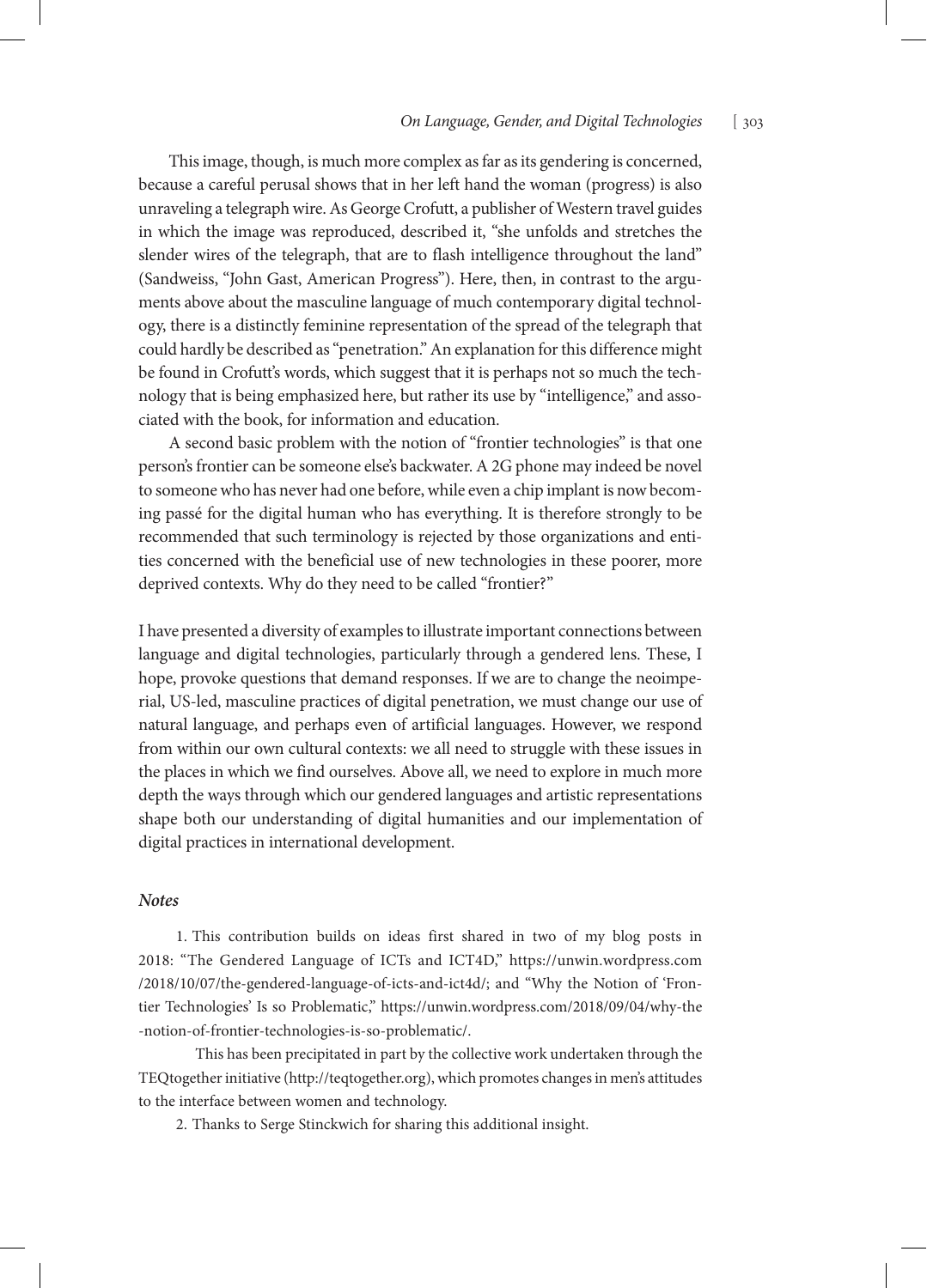This image, though, is much more complex as far as its gendering is concerned, because a careful perusal shows that in her left hand the woman (progress) is also unraveling a telegraph wire. As George Crofutt, a publisher of Western travel guides in which the image was reproduced, described it, "she unfolds and stretches the slender wires of the telegraph, that are to flash intelligence throughout the land" (Sandweiss, "John Gast, American Progress"). Here, then, in contrast to the arguments above about the masculine language of much contemporary digital technology, there is a distinctly feminine representation of the spread of the telegraph that could hardly be described as "penetration." An explanation for this difference might be found in Crofutt's words, which suggest that it is perhaps not so much the technology that is being emphasized here, but rather its use by "intelligence," and associated with the book, for information and education.

A second basic problem with the notion of "frontier technologies" is that one person's frontier can be someone else's backwater. A 2G phone may indeed be novel to someone who has never had one before, while even a chip implant is now becoming passé for the digital human who has everything. It is therefore strongly to be recommended that such terminology is rejected by those organizations and entities concerned with the beneficial use of new technologies in these poorer, more deprived contexts. Why do they need to be called "frontier?"

I have presented a diversity of examples to illustrate important connections between language and digital technologies, particularly through a gendered lens. These, I hope, provoke questions that demand responses. If we are to change the neoimperial, US-led, masculine practices of digital penetration, we must change our use of natural language, and perhaps even of artificial languages. However, we respond from within our own cultural contexts: we all need to struggle with these issues in the places in which we find ourselves. Above all, we need to explore in much more depth the ways through which our gendered languages and artistic representations shape both our understanding of digital humanities and our implementation of digital practices in international development.

### *Notes*

1. This contribution builds on ideas first shared in two of my blog posts in 2018: "The Gendered Language of ICTs and ICT4D," https://unwin.wordpress.com/2018/10/07/the-gendered-language-of-icts-and-ict4d/; and "Why the Notion of 'Frontier Technologies' Is so Problematic," https://unwin.wordpress.com/2018/09/04/why-the-notion-of-frontier-technologies-is-so-problematic/.

This has been precipitated in part by the collective work undertaken through the TEQtogether initiative (http://teqtogether.org), which promotes changes in men's attitudes to the interface between women and technology.

2. Thanks to Serge Stinckwich for sharing this additional insight.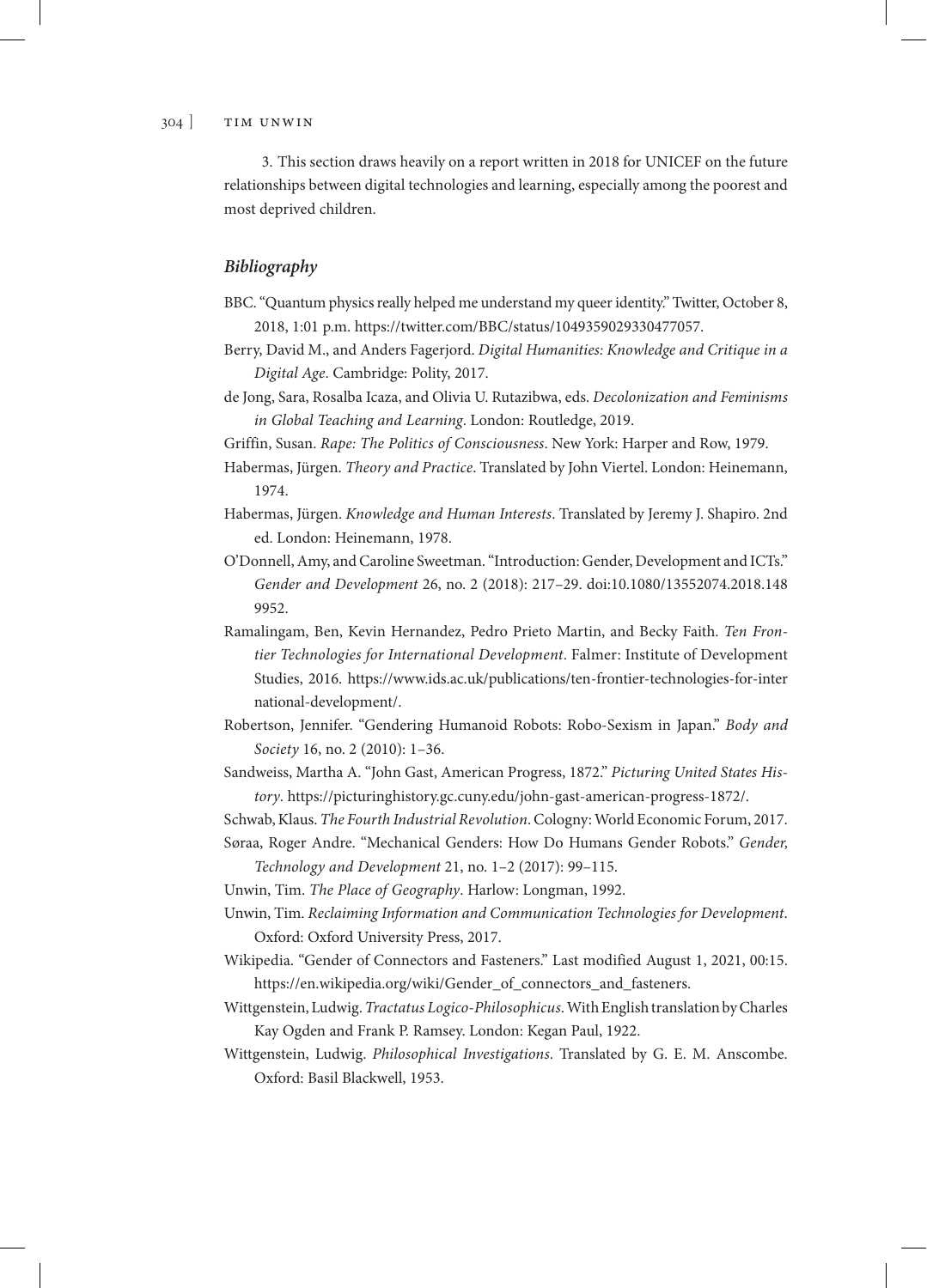3. This section draws heavily on a report written in 2018 for UNICEF on the future relationships between digital technologies and learning, especially among the poorest and most deprived children.

### *Bibliography*

BBC. "Quantum physics really helped me understand my queer identity." Twitter, October 8, 2018, 1:01 p.m. https://twitter.com/BBC/status/1049359029330477057.

Berry, David M., and Anders Fagerjord. *Digital Humanities: Knowledge and Critique in a Digital Age*. Cambridge: Polity, 2017.

de Jong, Sara, Rosalba Icaza, and Olivia U. Rutazibwa, eds. *Decolonization and Feminisms in Global Teaching and Learning*. London: Routledge, 2019.

Griffin, Susan. *Rape: The Politics of Consciousness*. New York: Harper and Row, 1979.

Habermas, Jürgen. *Theory and Practice*. Translated by John Viertel. London: Heinemann, 1974.

Habermas, Jürgen. *Knowledge and Human Interests*. Translated by Jeremy J. Shapiro. 2nd ed. London: Heinemann, 1978.

O'Donnell, Amy, and Caroline Sweetman. "Introduction: Gender, Development and ICTs." *Gender and Development* 26, no. 2 (2018): 217–29. doi:10.1080/13552074.2018.1489952.

Ramalingam, Ben, Kevin Hernandez, Pedro Prieto Martin, and Becky Faith. *Ten Frontier Technologies for International Development*. Falmer: Institute of Development Studies, 2016. https://www.ids.ac.uk/publications/ten-frontier-technologies-for-international-development/.

Robertson, Jennifer. "Gendering Humanoid Robots: Robo-Sexism in Japan." *Body and Society* 16, no. 2 (2010): 1–36.

Sandweiss, Martha A. "John Gast, American Progress, 1872." *Picturing United States History*. https://picturinghistory.gc.cuny.edu/john-gast-american-progress-1872/.

Schwab, Klaus. *The Fourth Industrial Revolution*. Cologny: World Economic Forum, 2017.

Søraa, Roger Andre. "Mechanical Genders: How Do Humans Gender Robots." *Gender, Technology and Development* 21, no. 1–2 (2017): 99–115.

Unwin, Tim. *The Place of Geography*. Harlow: Longman, 1992.

Unwin, Tim. *Reclaiming Information and Communication Technologies for Development*. Oxford: Oxford University Press, 2017.

Wikipedia. "Gender of Connectors and Fasteners." Last modified August 1, 2021, 00:15. https://en.wikipedia.org/wiki/Gender_of_connectors_and_fasteners.

Wittgenstein, Ludwig. *Tractatus Logico-Philosophicus*. With English translation by Charles Kay Ogden and Frank P. Ramsey. London: Kegan Paul, 1922.

Wittgenstein, Ludwig. *Philosophical Investigations*. Translated by G. E. M. Anscombe. Oxford: Basil Blackwell, 1953.